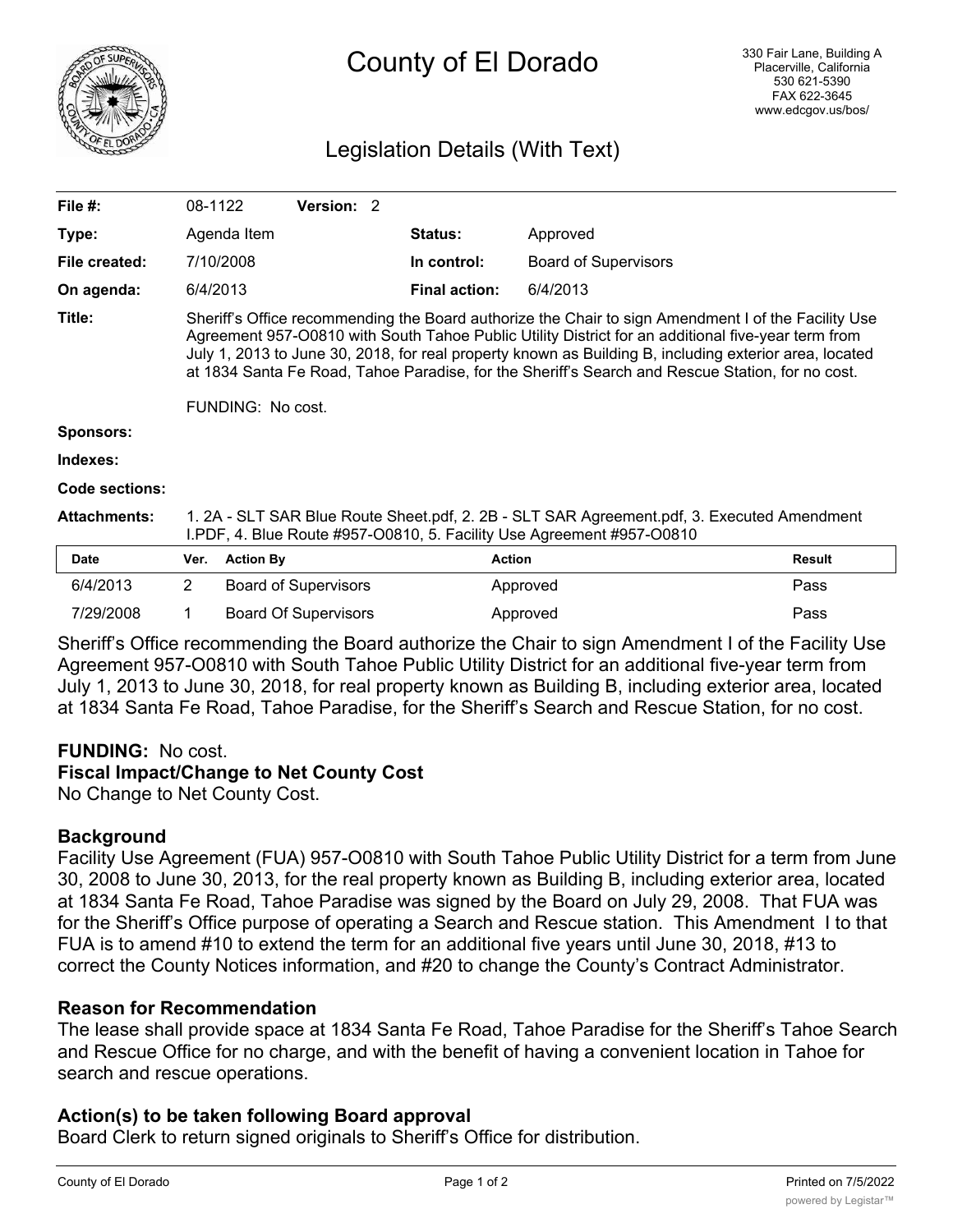# County of El Dorado

330 Fair Lane, Building A
Placerville, California
530 621-5390
FAX 622-3645
www.edcgov.us/bos/

## Legislation Details (With Text)

| | | | |
|---|---|---|---|
| **File #:** | 08-1122 **Version:** 2 | | |
| **Type:** | Agenda Item | **Status:** | Approved |
| **File created:** | 7/10/2008 | **In control:** | Board of Supervisors |
| **On agenda:** | 6/4/2013 | **Final action:** | 6/4/2013 |

**Title:** Sheriff's Office recommending the Board authorize the Chair to sign Amendment I of the Facility Use Agreement 957-O0810 with South Tahoe Public Utility District for an additional five-year term from July 1, 2013 to June 30, 2018, for real property known as Building B, including exterior area, located at 1834 Santa Fe Road, Tahoe Paradise, for the Sheriff's Search and Rescue Station, for no cost.

FUNDING: No cost.

**Sponsors:**

**Indexes:**

**Code sections:**

**Attachments:** 1. 2A - SLT SAR Blue Route Sheet.pdf, 2. 2B - SLT SAR Agreement.pdf, 3. Executed Amendment I.PDF, 4. Blue Route #957-O0810, 5. Facility Use Agreement #957-O0810

| Date | Ver. | Action By | Action | Result |
|---|---|---|---|---|
| 6/4/2013 | 2 | Board of Supervisors | Approved | Pass |
| 7/29/2008 | 1 | Board Of Supervisors | Approved | Pass |

Sheriff's Office recommending the Board authorize the Chair to sign Amendment I of the Facility Use Agreement 957-O0810 with South Tahoe Public Utility District for an additional five-year term from July 1, 2013 to June 30, 2018, for real property known as Building B, including exterior area, located at 1834 Santa Fe Road, Tahoe Paradise, for the Sheriff's Search and Rescue Station, for no cost.

**FUNDING:** No cost.

**Fiscal Impact/Change to Net County Cost**

No Change to Net County Cost.

### Background

Facility Use Agreement (FUA) 957-O0810 with South Tahoe Public Utility District for a term from June 30, 2008 to June 30, 2013, for the real property known as Building B, including exterior area, located at 1834 Santa Fe Road, Tahoe Paradise was signed by the Board on July 29, 2008. That FUA was for the Sheriff's Office purpose of operating a Search and Rescue station. This Amendment I to that FUA is to amend #10 to extend the term for an additional five years until June 30, 2018, #13 to correct the County Notices information, and #20 to change the County's Contract Administrator.

### Reason for Recommendation

The lease shall provide space at 1834 Santa Fe Road, Tahoe Paradise for the Sheriff's Tahoe Search and Rescue Office for no charge, and with the benefit of having a convenient location in Tahoe for search and rescue operations.

### Action(s) to be taken following Board approval

Board Clerk to return signed originals to Sheriff's Office for distribution.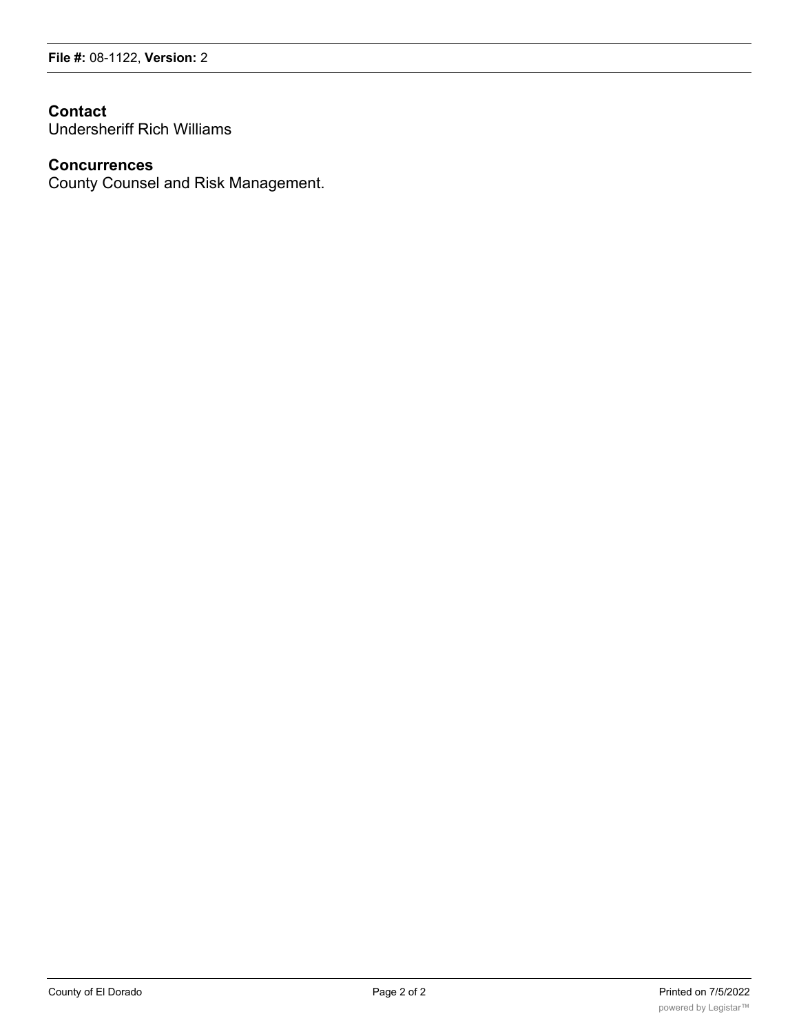## Contact

Undersheriff Rich Williams

## Concurrences

County Counsel and Risk Management.